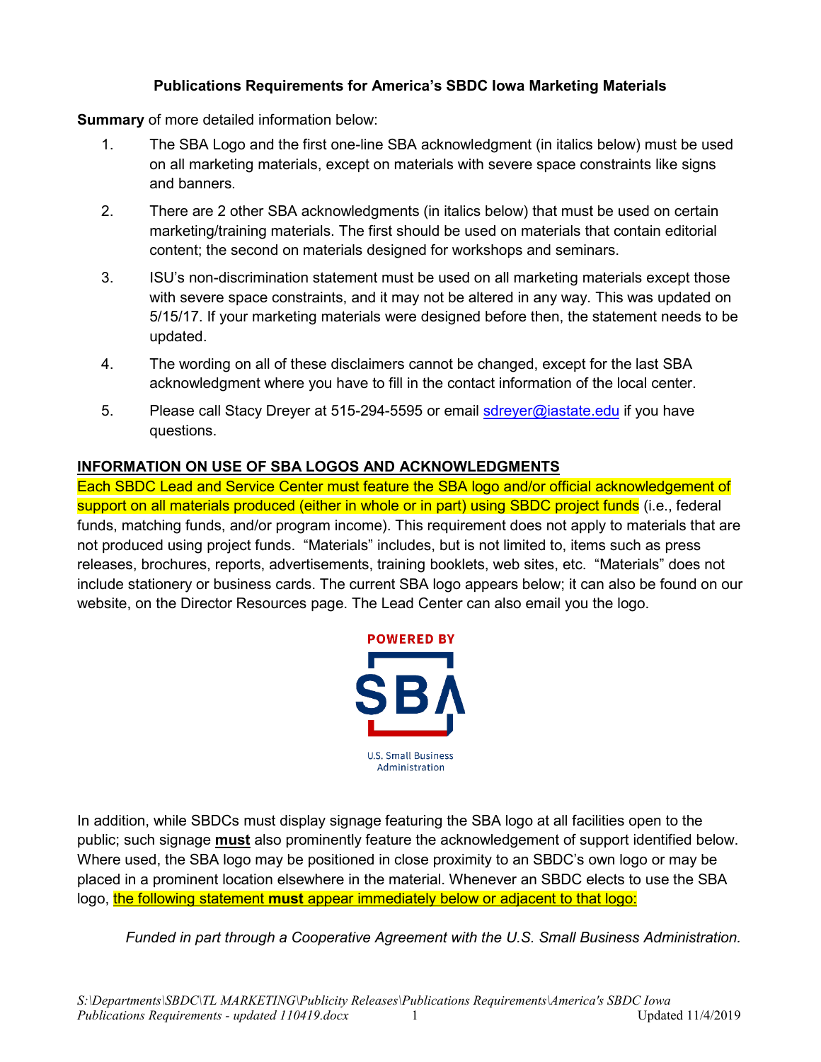**Publications Requirements for America's SBDC Iowa Marketing Materials**

**Summary** of more detailed information below:

1. The SBA Logo and the first one-line SBA acknowledgment (in italics below) must be used on all marketing materials, except on materials with severe space constraints like signs and banners.
2. There are 2 other SBA acknowledgments (in italics below) that must be used on certain marketing/training materials. The first should be used on materials that contain editorial content; the second on materials designed for workshops and seminars.
3. ISU's non-discrimination statement must be used on all marketing materials except those with severe space constraints, and it may not be altered in any way. This was updated on 5/15/17. If your marketing materials were designed before then, the statement needs to be updated.
4. The wording on all of these disclaimers cannot be changed, except for the last SBA acknowledgment where you have to fill in the contact information of the local center.
5. Please call Stacy Dreyer at 515-294-5595 or email sdreyer@iastate.edu if you have questions.

**INFORMATION ON USE OF SBA LOGOS AND ACKNOWLEDGMENTS**

Each SBDC Lead and Service Center must feature the SBA logo and/or official acknowledgement of support on all materials produced (either in whole or in part) using SBDC project funds (i.e., federal funds, matching funds, and/or program income). This requirement does not apply to materials that are not produced using project funds. "Materials" includes, but is not limited to, items such as press releases, brochures, reports, advertisements, training booklets, web sites, etc. "Materials" does not include stationery or business cards. The current SBA logo appears below; it can also be found on our website, on the Director Resources page. The Lead Center can also email you the logo.

POWERED BY SBA U.S. Small Business Administration

In addition, while SBDCs must display signage featuring the SBA logo at all facilities open to the public; such signage **must** also prominently feature the acknowledgement of support identified below. Where used, the SBA logo may be positioned in close proximity to an SBDC's own logo or may be placed in a prominent location elsewhere in the material. Whenever an SBDC elects to use the SBA logo, the following statement **must** appear immediately below or adjacent to that logo:

*Funded in part through a Cooperative Agreement with the U.S. Small Business Administration.*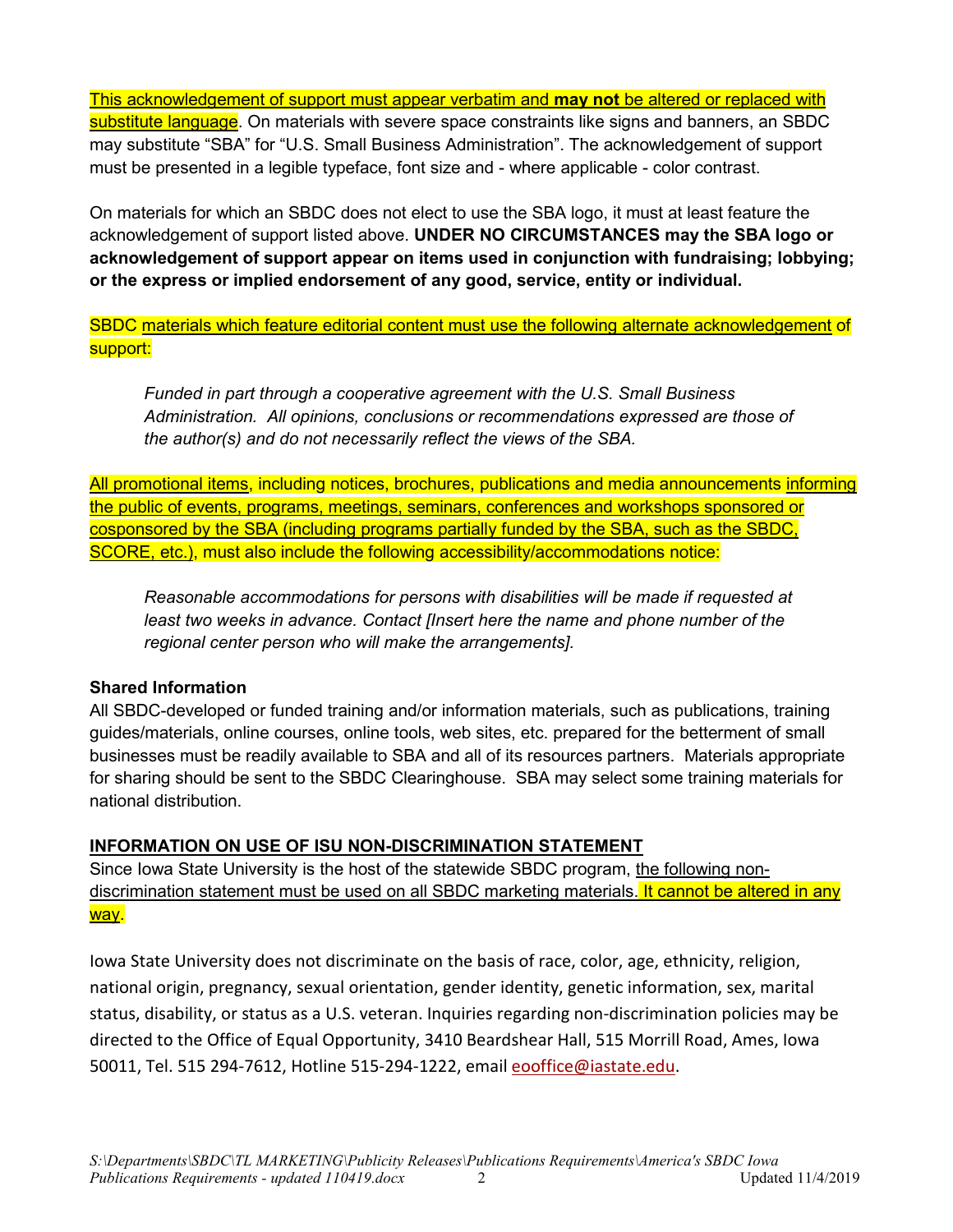This acknowledgement of support must appear verbatim and **may not** be altered or replaced with substitute language. On materials with severe space constraints like signs and banners, an SBDC may substitute "SBA" for "U.S. Small Business Administration". The acknowledgement of support must be presented in a legible typeface, font size and - where applicable - color contrast.

On materials for which an SBDC does not elect to use the SBA logo, it must at least feature the acknowledgement of support listed above. **UNDER NO CIRCUMSTANCES may the SBA logo or acknowledgement of support appear on items used in conjunction with fundraising; lobbying; or the express or implied endorsement of any good, service, entity or individual.**

SBDC materials which feature editorial content must use the following alternate acknowledgement of support:

> *Funded in part through a cooperative agreement with the U.S. Small Business Administration. All opinions, conclusions or recommendations expressed are those of the author(s) and do not necessarily reflect the views of the SBA.*

All promotional items, including notices, brochures, publications and media announcements informing the public of events, programs, meetings, seminars, conferences and workshops sponsored or cosponsored by the SBA (including programs partially funded by the SBA, such as the SBDC, SCORE, etc.), must also include the following accessibility/accommodations notice:

> *Reasonable accommodations for persons with disabilities will be made if requested at least two weeks in advance. Contact [Insert here the name and phone number of the regional center person who will make the arrangements].*

**Shared Information**

All SBDC-developed or funded training and/or information materials, such as publications, training guides/materials, online courses, online tools, web sites, etc. prepared for the betterment of small businesses must be readily available to SBA and all of its resources partners. Materials appropriate for sharing should be sent to the SBDC Clearinghouse. SBA may select some training materials for national distribution.

**INFORMATION ON USE OF ISU NON-DISCRIMINATION STATEMENT**

Since Iowa State University is the host of the statewide SBDC program, the following non-discrimination statement must be used on all SBDC marketing materials. It cannot be altered in any way.

Iowa State University does not discriminate on the basis of race, color, age, ethnicity, religion, national origin, pregnancy, sexual orientation, gender identity, genetic information, sex, marital status, disability, or status as a U.S. veteran. Inquiries regarding non-discrimination policies may be directed to the Office of Equal Opportunity, 3410 Beardshear Hall, 515 Morrill Road, Ames, Iowa 50011, Tel. 515 294-7612, Hotline 515-294-1222, email eooffice@iastate.edu.